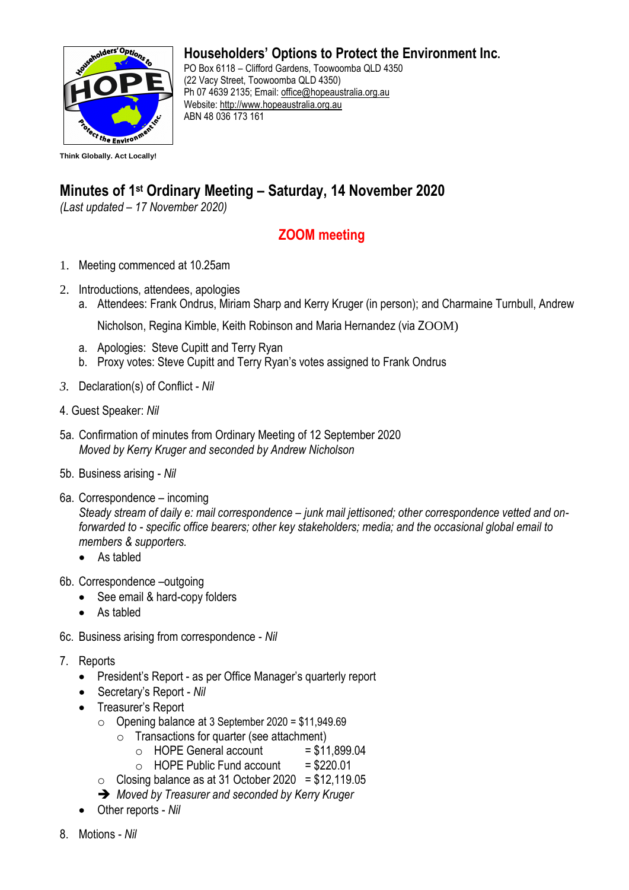## Householders' Options to Protect the Environment Inc.

PO Box 6118 – Clifford Gardens, Toowoomba QLD 4350
(22 Vacy Street, Toowoomba QLD 4350)
Ph 07 4639 2135; Email: office@hopeaustralia.org.au
Website: http://www.hopeaustralia.org.au
ABN 48 036 173 161

**Think Globally. Act Locally!**

# Minutes of 1st Ordinary Meeting – Saturday, 14 November 2020

*(Last updated – 17 November 2020)*

## ZOOM meeting

1. Meeting commenced at 10.25am

2. Introductions, attendees, apologies
   a. Attendees: Frank Ondrus, Miriam Sharp and Kerry Kruger (in person); and Charmaine Turnbull, Andrew Nicholson, Regina Kimble, Keith Robinson and Maria Hernandez (via ZOOM)
   a. Apologies: Steve Cupitt and Terry Ryan
   b. Proxy votes: Steve Cupitt and Terry Ryan's votes assigned to Frank Ondrus

3. Declaration(s) of Conflict - *Nil*

4. Guest Speaker: *Nil*

5a. Confirmation of minutes from Ordinary Meeting of 12 September 2020
*Moved by Kerry Kruger and seconded by Andrew Nicholson*

5b. Business arising - *Nil*

6a. Correspondence – incoming
*Steady stream of daily e: mail correspondence – junk mail jettisoned; other correspondence vetted and on-forwarded to - specific office bearers; other key stakeholders; media; and the occasional global email to members & supporters.*

- As tabled

6b. Correspondence –outgoing

- See email & hard-copy folders
- As tabled

6c. Business arising from correspondence - *Nil*

7. Reports
   - President's Report - as per Office Manager's quarterly report
   - Secretary's Report - *Nil*
   - Treasurer's Report
     - Opening balance at 3 September 2020 = $11,949.69
       - Transactions for quarter (see attachment)
         - HOPE General account = $11,899.04
         - HOPE Public Fund account = $220.01
     - Closing balance as at 31 October 2020 = $12,119.05
     - ➔ *Moved by Treasurer and seconded by Kerry Kruger*
   - Other reports - *Nil*

8. Motions - *Nil*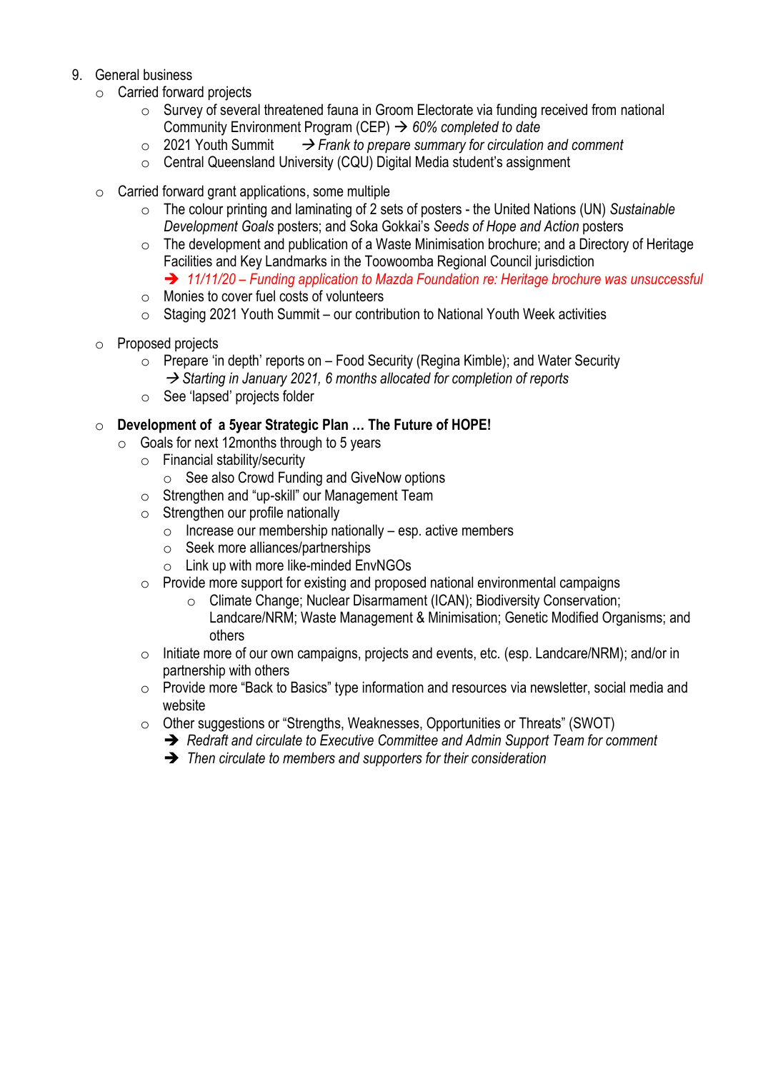9. General business
   - Carried forward projects
     - Survey of several threatened fauna in Groom Electorate via funding received from national Community Environment Program (CEP) → *60% completed to date*
     - 2021 Youth Summit → *Frank to prepare summary for circulation and comment*
     - Central Queensland University (CQU) Digital Media student's assignment
   - Carried forward grant applications, some multiple
     - The colour printing and laminating of 2 sets of posters - the United Nations (UN) *Sustainable Development Goals* posters; and Soka Gokkai's *Seeds of Hope and Action* posters
     - The development and publication of a Waste Minimisation brochure; and a Directory of Heritage Facilities and Key Landmarks in the Toowoomba Regional Council jurisdiction
       - ➔ *11/11/20 – Funding application to Mazda Foundation re: Heritage brochure was unsuccessful*
     - Monies to cover fuel costs of volunteers
     - Staging 2021 Youth Summit – our contribution to National Youth Week activities
   - Proposed projects
     - Prepare 'in depth' reports on – Food Security (Regina Kimble); and Water Security
       → *Starting in January 2021, 6 months allocated for completion of reports*
     - See 'lapsed' projects folder
   - **Development of a 5year Strategic Plan … The Future of HOPE!**
     - Goals for next 12months through to 5 years
       - Financial stability/security
         - See also Crowd Funding and GiveNow options
       - Strengthen and "up-skill" our Management Team
       - Strengthen our profile nationally
         - Increase our membership nationally – esp. active members
         - Seek more alliances/partnerships
         - Link up with more like-minded EnvNGOs
       - Provide more support for existing and proposed national environmental campaigns
         - Climate Change; Nuclear Disarmament (ICAN); Biodiversity Conservation; Landcare/NRM; Waste Management & Minimisation; Genetic Modified Organisms; and others
       - Initiate more of our own campaigns, projects and events, etc. (esp. Landcare/NRM); and/or in partnership with others
       - Provide more "Back to Basics" type information and resources via newsletter, social media and website
       - Other suggestions or "Strengths, Weaknesses, Opportunities or Threats" (SWOT)
         - ➔ *Redraft and circulate to Executive Committee and Admin Support Team for comment*
         - ➔ *Then circulate to members and supporters for their consideration*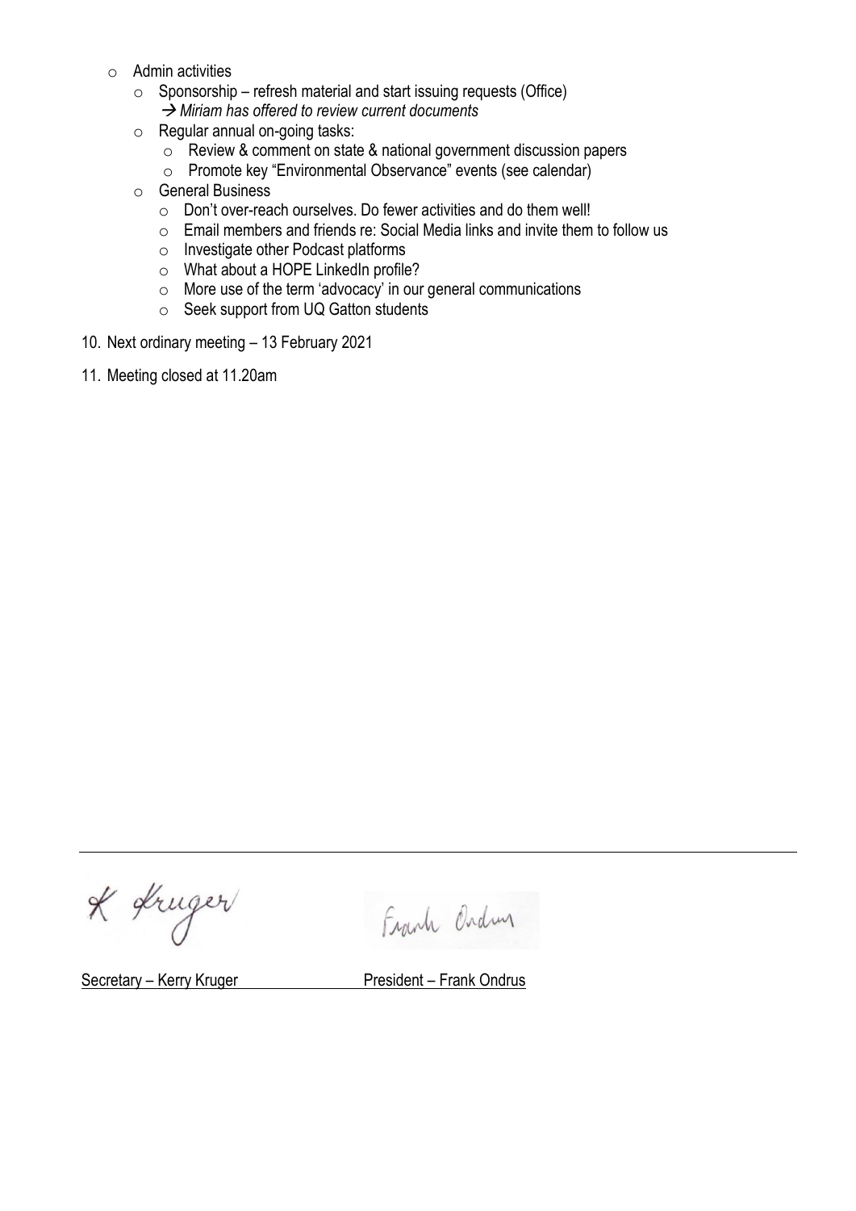- Admin activities
  - Sponsorship – refresh material and start issuing requests (Office)
    → *Miriam has offered to review current documents*
  - Regular annual on-going tasks:
    - Review & comment on state & national government discussion papers
    - Promote key "Environmental Observance" events (see calendar)
  - General Business
    - Don't over-reach ourselves. Do fewer activities and do them well!
    - Email members and friends re: Social Media links and invite them to follow us
    - Investigate other Podcast platforms
    - What about a HOPE LinkedIn profile?
    - More use of the term 'advocacy' in our general communications
    - Seek support from UQ Gatton students

10. Next ordinary meeting – 13 February 2021

11. Meeting closed at 11.20am

---

K Kruger

Frank Ondrus

Secretary – Kerry Kruger

President – Frank Ondrus